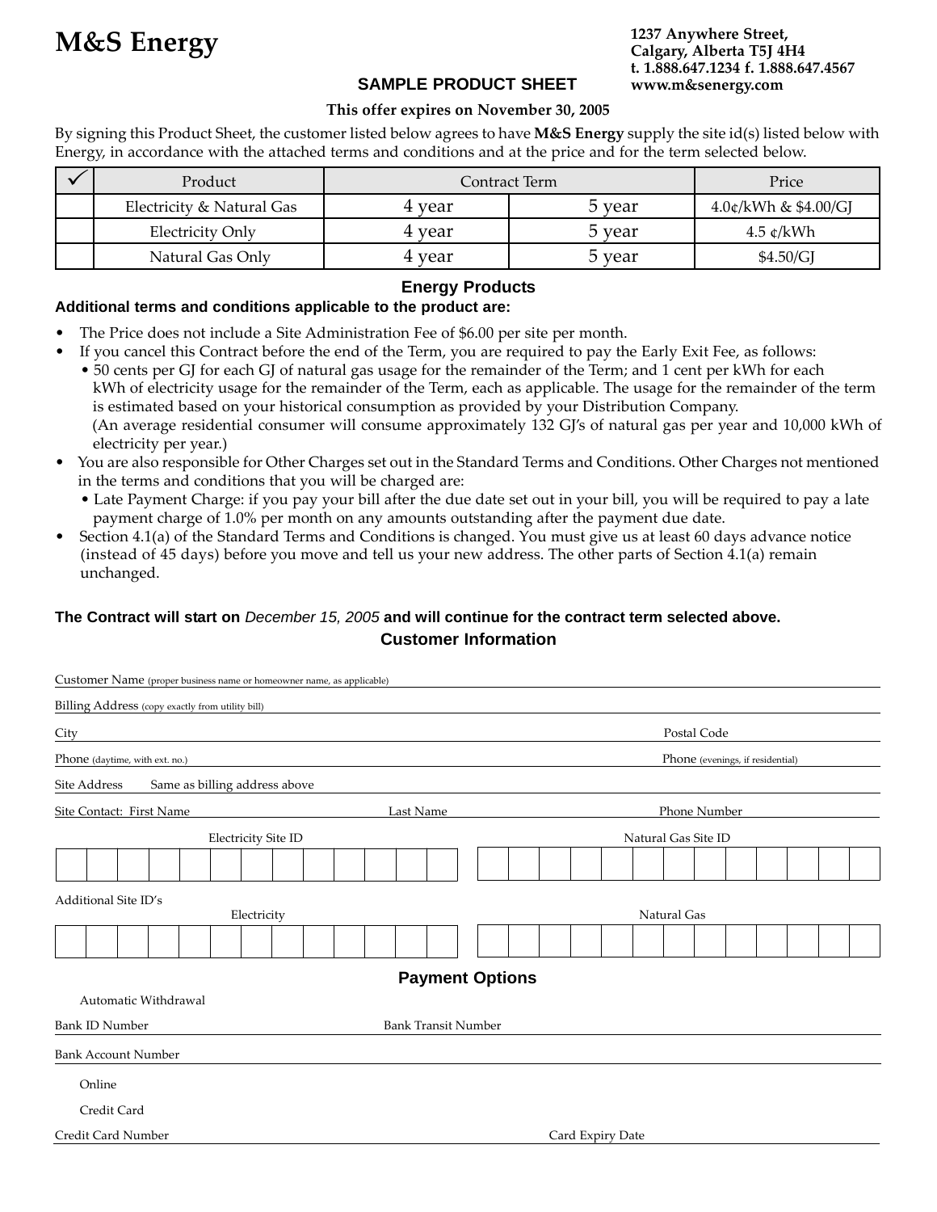# M&S Energy

**1237 Anywhere Street,**
**Calgary, Alberta T5J 4H4**
**t. 1.888.647.1234 f. 1.888.647.4567**
**www.m&senergy.com**

## SAMPLE PRODUCT SHEET

**This offer expires on November 30, 2005**

By signing this Product Sheet, the customer listed below agrees to have **M&S Energy** supply the site id(s) listed below with Energy, in accordance with the attached terms and conditions and at the price and for the term selected below.

| ✓ | Product | Contract Term | | Price |
|---|---|---|---|---|
| | Electricity & Natural Gas | 4 year | 5 year | 4.0¢/kWh & $4.00/GJ |
| | Electricity Only | 4 year | 5 year | 4.5 ¢/kWh |
| | Natural Gas Only | 4 year | 5 year | $4.50/GJ |

## Energy Products

**Additional terms and conditions applicable to the product are:**

- The Price does not include a Site Administration Fee of $6.00 per site per month.
- If you cancel this Contract before the end of the Term, you are required to pay the Early Exit Fee, as follows:
  - 50 cents per GJ for each GJ of natural gas usage for the remainder of the Term; and 1 cent per kWh for each kWh of electricity usage for the remainder of the Term, each as applicable. The usage for the remainder of the term is estimated based on your historical consumption as provided by your Distribution Company. (An average residential consumer will consume approximately 132 GJ's of natural gas per year and 10,000 kWh of electricity per year.)
- You are also responsible for Other Charges set out in the Standard Terms and Conditions. Other Charges not mentioned in the terms and conditions that you will be charged are:
  - Late Payment Charge: if you pay your bill after the due date set out in your bill, you will be required to pay a late payment charge of 1.0% per month on any amounts outstanding after the payment due date.
- Section 4.1(a) of the Standard Terms and Conditions is changed. You must give us at least 60 days advance notice (instead of 45 days) before you move and tell us your new address. The other parts of Section 4.1(a) remain unchanged.

**The Contract will start on** *December 15, 2005* **and will continue for the contract term selected above.**

## Customer Information

Customer Name (proper business name or homeowner name, as applicable)

Billing Address (copy exactly from utility bill)

City Postal Code

Phone (daytime, with ext. no.) Phone (evenings, if residential)

Site Address Same as billing address above

Site Contact: First Name Last Name Phone Number

Electricity Site ID Natural Gas Site ID

Additional Site ID's

Electricity Natural Gas

## Payment Options

Automatic Withdrawal

Bank ID Number Bank Transit Number

Bank Account Number

Online

Credit Card

Credit Card Number Card Expiry Date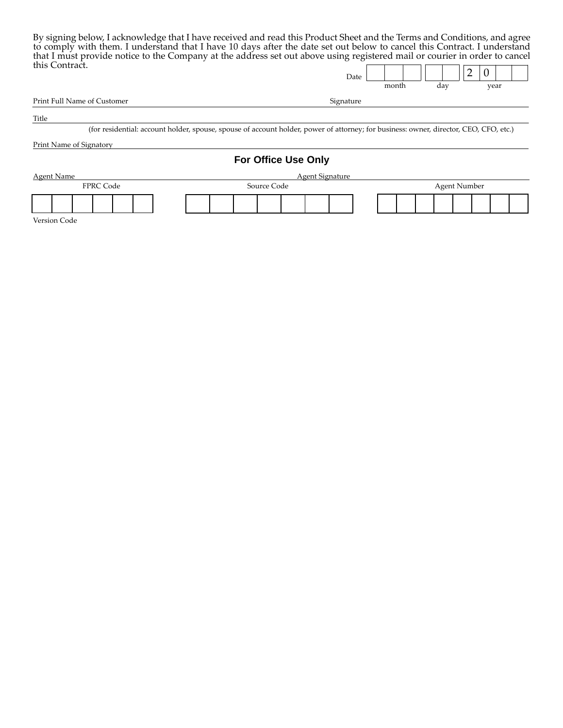By signing below, I acknowledge that I have received and read this Product Sheet and the Terms and Conditions, and agree to comply with them. I understand that I have 10 days after the date set out below to cancel this Contract. I understand that I must provide notice to the Company at the address set out above using registered mail or courier in order to cancel this Contract.

Date ___ ___ / ___ ___ / 2 0 ___ ___
month day year

Print Full Name of Customer ______________________ Signature ______________________

Title ______________________

(for residential: account holder, spouse, spouse of account holder, power of attorney; for business: owner, director, CEO, CFO, etc.)

Print Name of Signatory ______________________

## For Office Use Only

Agent Name ______________________ Agent Signature ______________________

| FPRC Code | Source Code | Agent Number |
|---|---|---|
| | | |

Version Code